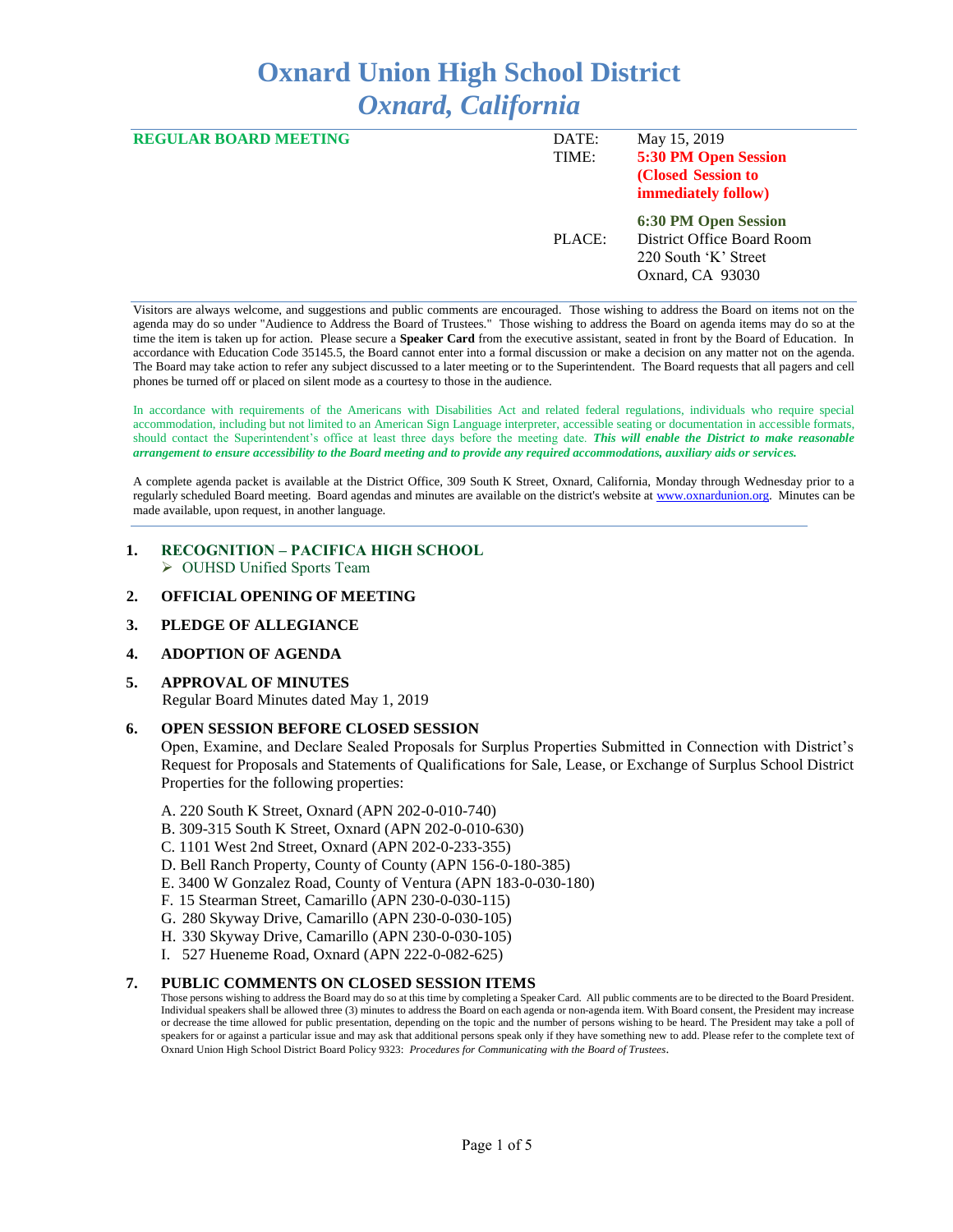# Oxnard Union High School District
## *Oxnard, California*

| **REGULAR BOARD MEETING** | DATE: | May 15, 2019 |
|---|---|---|
| | TIME: | **5:30 PM Open Session (Closed Session to immediately follow)** |
| | | **6:30 PM Open Session** |
| | PLACE: | District Office Board Room<br>220 South 'K' Street<br>Oxnard, CA 93030 |

Visitors are always welcome, and suggestions and public comments are encouraged. Those wishing to address the Board on items not on the agenda may do so under "Audience to Address the Board of Trustees." Those wishing to address the Board on agenda items may do so at the time the item is taken up for action. Please secure a **Speaker Card** from the executive assistant, seated in front by the Board of Education. In accordance with Education Code 35145.5, the Board cannot enter into a formal discussion or make a decision on any matter not on the agenda. The Board may take action to refer any subject discussed to a later meeting or to the Superintendent. The Board requests that all pagers and cell phones be turned off or placed on silent mode as a courtesy to those in the audience.

In accordance with requirements of the Americans with Disabilities Act and related federal regulations, individuals who require special accommodation, including but not limited to an American Sign Language interpreter, accessible seating or documentation in accessible formats, should contact the Superintendent's office at least three days before the meeting date. ***This will enable the District to make reasonable arrangement to ensure accessibility to the Board meeting and to provide any required accommodations, auxiliary aids or services.***

A complete agenda packet is available at the District Office, 309 South K Street, Oxnard, California, Monday through Wednesday prior to a regularly scheduled Board meeting. Board agendas and minutes are available on the district's website at www.oxnardunion.org. Minutes can be made available, upon request, in another language.

1. **RECOGNITION – PACIFICA HIGH SCHOOL**
   - OUHSD Unified Sports Team

2. **OFFICIAL OPENING OF MEETING**

3. **PLEDGE OF ALLEGIANCE**

4. **ADOPTION OF AGENDA**

5. **APPROVAL OF MINUTES**
   Regular Board Minutes dated May 1, 2019

6. **OPEN SESSION BEFORE CLOSED SESSION**
   Open, Examine, and Declare Sealed Proposals for Surplus Properties Submitted in Connection with District's Request for Proposals and Statements of Qualifications for Sale, Lease, or Exchange of Surplus School District Properties for the following properties:

   A. 220 South K Street, Oxnard (APN 202-0-010-740)
   B. 309-315 South K Street, Oxnard (APN 202-0-010-630)
   C. 1101 West 2nd Street, Oxnard (APN 202-0-233-355)
   D. Bell Ranch Property, County of County (APN 156-0-180-385)
   E. 3400 W Gonzalez Road, County of Ventura (APN 183-0-030-180)
   F. 15 Stearman Street, Camarillo (APN 230-0-030-115)
   G. 280 Skyway Drive, Camarillo (APN 230-0-030-105)
   H. 330 Skyway Drive, Camarillo (APN 230-0-030-105)
   I. 527 Hueneme Road, Oxnard (APN 222-0-082-625)

7. **PUBLIC COMMENTS ON CLOSED SESSION ITEMS**
   Those persons wishing to address the Board may do so at this time by completing a Speaker Card. All public comments are to be directed to the Board President. Individual speakers shall be allowed three (3) minutes to address the Board on each agenda or non-agenda item. With Board consent, the President may increase or decrease the time allowed for public presentation, depending on the topic and the number of persons wishing to be heard. The President may take a poll of speakers for or against a particular issue and may ask that additional persons speak only if they have something new to add. Please refer to the complete text of Oxnard Union High School District Board Policy 9323: *Procedures for Communicating with the Board of Trustees*.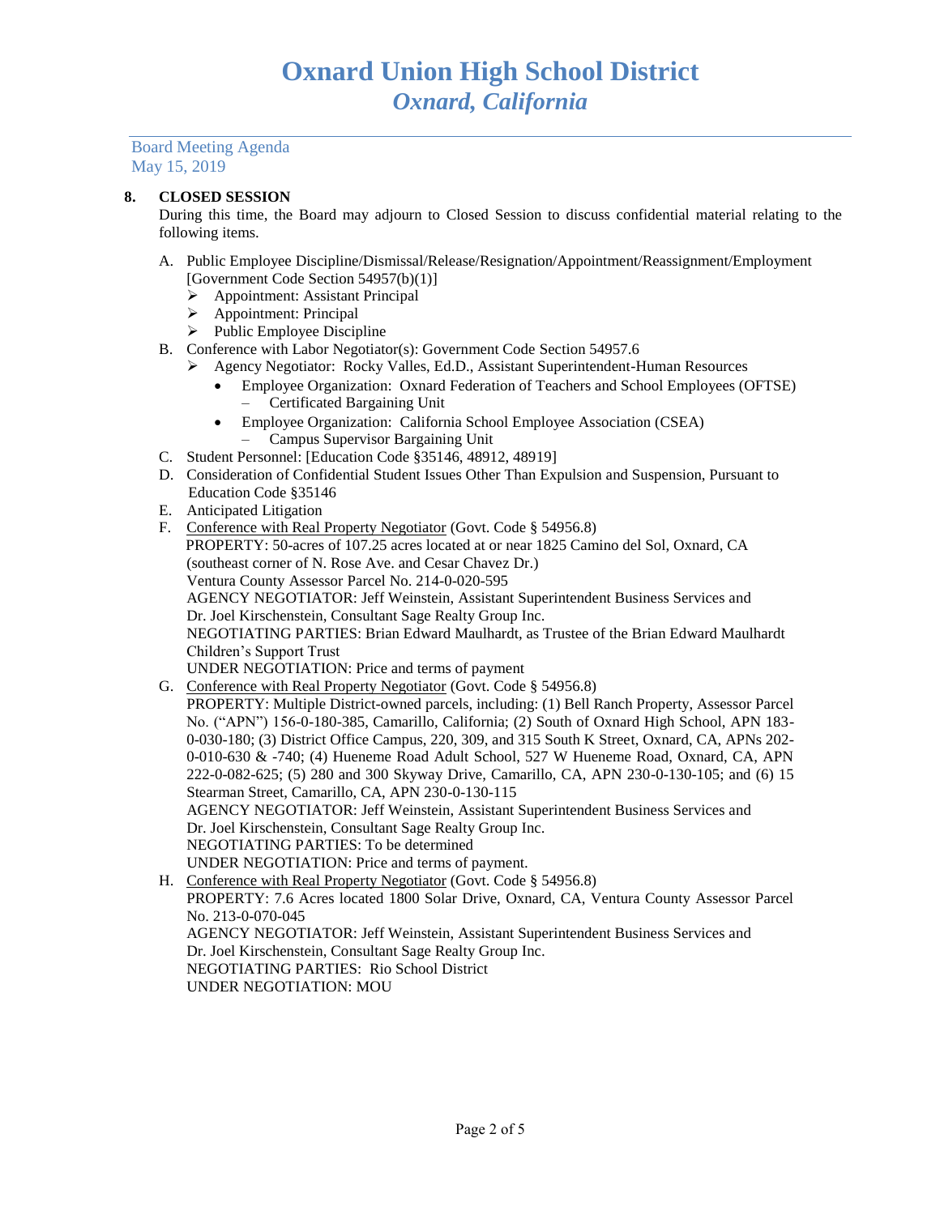# Oxnard Union High School District
## *Oxnard, California*

Board Meeting Agenda
May 15, 2019

**8. CLOSED SESSION**

During this time, the Board may adjourn to Closed Session to discuss confidential material relating to the following items.

A. Public Employee Discipline/Dismissal/Release/Resignation/Appointment/Reassignment/Employment [Government Code Section 54957(b)(1)]
   - Appointment: Assistant Principal
   - Appointment: Principal
   - Public Employee Discipline

B. Conference with Labor Negotiator(s): Government Code Section 54957.6
   - Agency Negotiator: Rocky Valles, Ed.D., Assistant Superintendent-Human Resources
     - Employee Organization: Oxnard Federation of Teachers and School Employees (OFTSE)
       – Certificated Bargaining Unit
     - Employee Organization: California School Employee Association (CSEA)
       – Campus Supervisor Bargaining Unit

C. Student Personnel: [Education Code §35146, 48912, 48919]

D. Consideration of Confidential Student Issues Other Than Expulsion and Suspension, Pursuant to Education Code §35146

E. Anticipated Litigation

F. Conference with Real Property Negotiator (Govt. Code § 54956.8)
   PROPERTY: 50-acres of 107.25 acres located at or near 1825 Camino del Sol, Oxnard, CA (southeast corner of N. Rose Ave. and Cesar Chavez Dr.)
   Ventura County Assessor Parcel No. 214-0-020-595
   AGENCY NEGOTIATOR: Jeff Weinstein, Assistant Superintendent Business Services and Dr. Joel Kirschenstein, Consultant Sage Realty Group Inc.
   NEGOTIATING PARTIES: Brian Edward Maulhardt, as Trustee of the Brian Edward Maulhardt Children's Support Trust
   UNDER NEGOTIATION: Price and terms of payment

G. Conference with Real Property Negotiator (Govt. Code § 54956.8)
   PROPERTY: Multiple District-owned parcels, including: (1) Bell Ranch Property, Assessor Parcel No. ("APN") 156-0-180-385, Camarillo, California; (2) South of Oxnard High School, APN 183-0-030-180; (3) District Office Campus, 220, 309, and 315 South K Street, Oxnard, CA, APNs 202-0-010-630 & -740; (4) Hueneme Road Adult School, 527 W Hueneme Road, Oxnard, CA, APN 222-0-082-625; (5) 280 and 300 Skyway Drive, Camarillo, CA, APN 230-0-130-105; and (6) 15 Stearman Street, Camarillo, CA, APN 230-0-130-115
   AGENCY NEGOTIATOR: Jeff Weinstein, Assistant Superintendent Business Services and Dr. Joel Kirschenstein, Consultant Sage Realty Group Inc.
   NEGOTIATING PARTIES: To be determined
   UNDER NEGOTIATION: Price and terms of payment.

H. Conference with Real Property Negotiator (Govt. Code § 54956.8)
   PROPERTY: 7.6 Acres located 1800 Solar Drive, Oxnard, CA, Ventura County Assessor Parcel No. 213-0-070-045
   AGENCY NEGOTIATOR: Jeff Weinstein, Assistant Superintendent Business Services and Dr. Joel Kirschenstein, Consultant Sage Realty Group Inc.
   NEGOTIATING PARTIES: Rio School District
   UNDER NEGOTIATION: MOU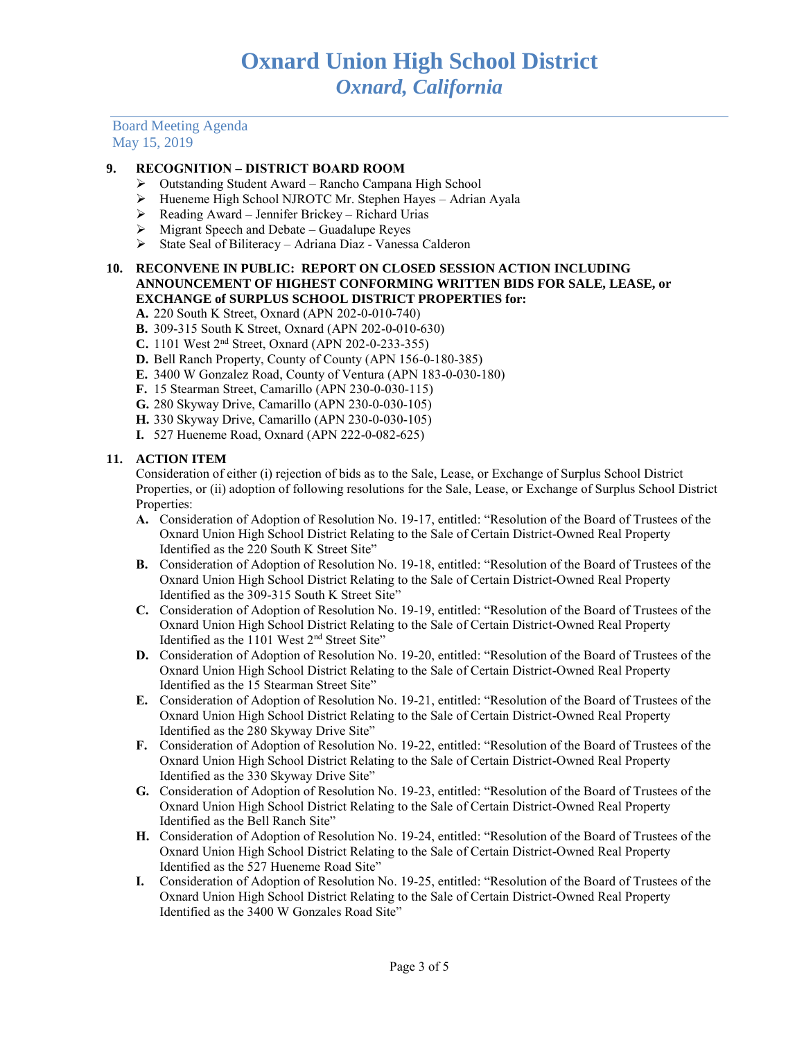# Oxnard Union High School District
*Oxnard, California*

Board Meeting Agenda
May 15, 2019

**9. RECOGNITION – DISTRICT BOARD ROOM**

- Outstanding Student Award – Rancho Campana High School
- Hueneme High School NJROTC Mr. Stephen Hayes – Adrian Ayala
- Reading Award – Jennifer Brickey – Richard Urias
- Migrant Speech and Debate – Guadalupe Reyes
- State Seal of Biliteracy – Adriana Diaz - Vanessa Calderon

**10. RECONVENE IN PUBLIC: REPORT ON CLOSED SESSION ACTION INCLUDING ANNOUNCEMENT OF HIGHEST CONFORMING WRITTEN BIDS FOR SALE, LEASE, or EXCHANGE of SURPLUS SCHOOL DISTRICT PROPERTIES for:**

**A.** 220 South K Street, Oxnard (APN 202-0-010-740)
**B.** 309-315 South K Street, Oxnard (APN 202-0-010-630)
**C.** 1101 West 2nd Street, Oxnard (APN 202-0-233-355)
**D.** Bell Ranch Property, County of County (APN 156-0-180-385)
**E.** 3400 W Gonzalez Road, County of Ventura (APN 183-0-030-180)
**F.** 15 Stearman Street, Camarillo (APN 230-0-030-115)
**G.** 280 Skyway Drive, Camarillo (APN 230-0-030-105)
**H.** 330 Skyway Drive, Camarillo (APN 230-0-030-105)
**I.** 527 Hueneme Road, Oxnard (APN 222-0-082-625)

**11. ACTION ITEM**

Consideration of either (i) rejection of bids as to the Sale, Lease, or Exchange of Surplus School District Properties, or (ii) adoption of following resolutions for the Sale, Lease, or Exchange of Surplus School District Properties:

**A.** Consideration of Adoption of Resolution No. 19-17, entitled: "Resolution of the Board of Trustees of the Oxnard Union High School District Relating to the Sale of Certain District-Owned Real Property Identified as the 220 South K Street Site"

**B.** Consideration of Adoption of Resolution No. 19-18, entitled: "Resolution of the Board of Trustees of the Oxnard Union High School District Relating to the Sale of Certain District-Owned Real Property Identified as the 309-315 South K Street Site"

**C.** Consideration of Adoption of Resolution No. 19-19, entitled: "Resolution of the Board of Trustees of the Oxnard Union High School District Relating to the Sale of Certain District-Owned Real Property Identified as the 1101 West 2nd Street Site"

**D.** Consideration of Adoption of Resolution No. 19-20, entitled: "Resolution of the Board of Trustees of the Oxnard Union High School District Relating to the Sale of Certain District-Owned Real Property Identified as the 15 Stearman Street Site"

**E.** Consideration of Adoption of Resolution No. 19-21, entitled: "Resolution of the Board of Trustees of the Oxnard Union High School District Relating to the Sale of Certain District-Owned Real Property Identified as the 280 Skyway Drive Site"

**F.** Consideration of Adoption of Resolution No. 19-22, entitled: "Resolution of the Board of Trustees of the Oxnard Union High School District Relating to the Sale of Certain District-Owned Real Property Identified as the 330 Skyway Drive Site"

**G.** Consideration of Adoption of Resolution No. 19-23, entitled: "Resolution of the Board of Trustees of the Oxnard Union High School District Relating to the Sale of Certain District-Owned Real Property Identified as the Bell Ranch Site"

**H.** Consideration of Adoption of Resolution No. 19-24, entitled: "Resolution of the Board of Trustees of the Oxnard Union High School District Relating to the Sale of Certain District-Owned Real Property Identified as the 527 Hueneme Road Site"

**I.** Consideration of Adoption of Resolution No. 19-25, entitled: "Resolution of the Board of Trustees of the Oxnard Union High School District Relating to the Sale of Certain District-Owned Real Property Identified as the 3400 W Gonzales Road Site"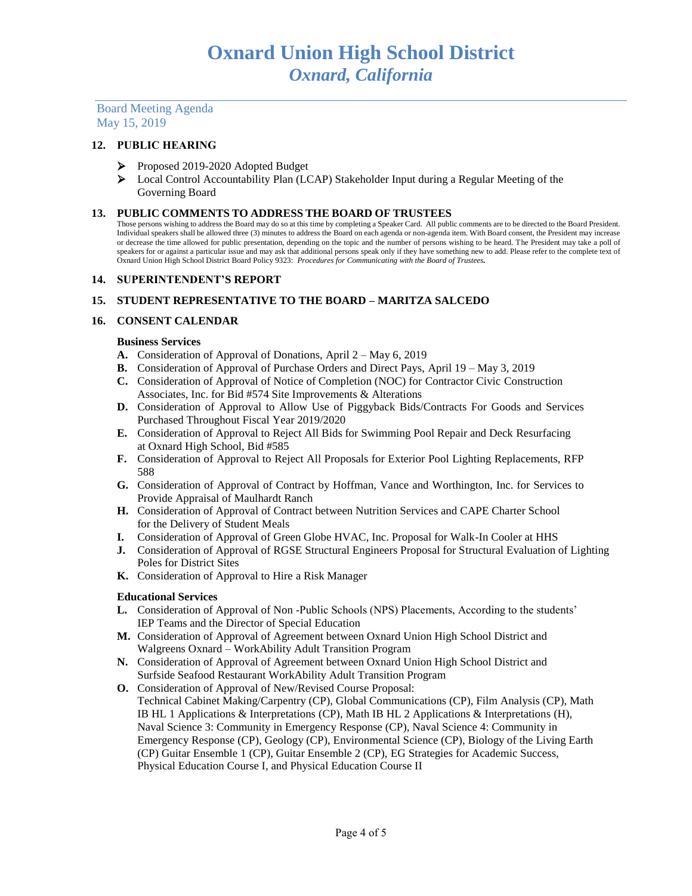# Oxnard Union High School District
## *Oxnard, California*

Board Meeting Agenda
May 15, 2019

### 12. PUBLIC HEARING

- Proposed 2019-2020 Adopted Budget
- Local Control Accountability Plan (LCAP) Stakeholder Input during a Regular Meeting of the Governing Board

### 13. PUBLIC COMMENTS TO ADDRESS THE BOARD OF TRUSTEES

Those persons wishing to address the Board may do so at this time by completing a Speaker Card. All public comments are to be directed to the Board President. Individual speakers shall be allowed three (3) minutes to address the Board on each agenda or non-agenda item. With Board consent, the President may increase or decrease the time allowed for public presentation, depending on the topic and the number of persons wishing to be heard. The President may take a poll of speakers for or against a particular issue and may ask that additional persons speak only if they have something new to add. Please refer to the complete text of Oxnard Union High School District Board Policy 9323: *Procedures for Communicating with the Board of Trustees.*

### 14. SUPERINTENDENT'S REPORT

### 15. STUDENT REPRESENTATIVE TO THE BOARD – MARITZA SALCEDO

### 16. CONSENT CALENDAR

**Business Services**

**A.** Consideration of Approval of Donations, April 2 – May 6, 2019

**B.** Consideration of Approval of Purchase Orders and Direct Pays, April 19 – May 3, 2019

**C.** Consideration of Approval of Notice of Completion (NOC) for Contractor Civic Construction Associates, Inc. for Bid #574 Site Improvements & Alterations

**D.** Consideration of Approval to Allow Use of Piggyback Bids/Contracts For Goods and Services Purchased Throughout Fiscal Year 2019/2020

**E.** Consideration of Approval to Reject All Bids for Swimming Pool Repair and Deck Resurfacing at Oxnard High School, Bid #585

**F.** Consideration of Approval to Reject All Proposals for Exterior Pool Lighting Replacements, RFP 588

**G.** Consideration of Approval of Contract by Hoffman, Vance and Worthington, Inc. for Services to Provide Appraisal of Maulhardt Ranch

**H.** Consideration of Approval of Contract between Nutrition Services and CAPE Charter School for the Delivery of Student Meals

**I.** Consideration of Approval of Green Globe HVAC, Inc. Proposal for Walk-In Cooler at HHS

**J.** Consideration of Approval of RGSE Structural Engineers Proposal for Structural Evaluation of Lighting Poles for District Sites

**K.** Consideration of Approval to Hire a Risk Manager

**Educational Services**

**L.** Consideration of Approval of Non -Public Schools (NPS) Placements, According to the students' IEP Teams and the Director of Special Education

**M.** Consideration of Approval of Agreement between Oxnard Union High School District and Walgreens Oxnard – WorkAbility Adult Transition Program

**N.** Consideration of Approval of Agreement between Oxnard Union High School District and Surfside Seafood Restaurant WorkAbility Adult Transition Program

**O.** Consideration of Approval of New/Revised Course Proposal:
Technical Cabinet Making/Carpentry (CP), Global Communications (CP), Film Analysis (CP), Math IB HL 1 Applications & Interpretations (CP), Math IB HL 2 Applications & Interpretations (H), Naval Science 3: Community in Emergency Response (CP), Naval Science 4: Community in Emergency Response (CP), Geology (CP), Environmental Science (CP), Biology of the Living Earth (CP) Guitar Ensemble 1 (CP), Guitar Ensemble 2 (CP), EG Strategies for Academic Success, Physical Education Course I, and Physical Education Course II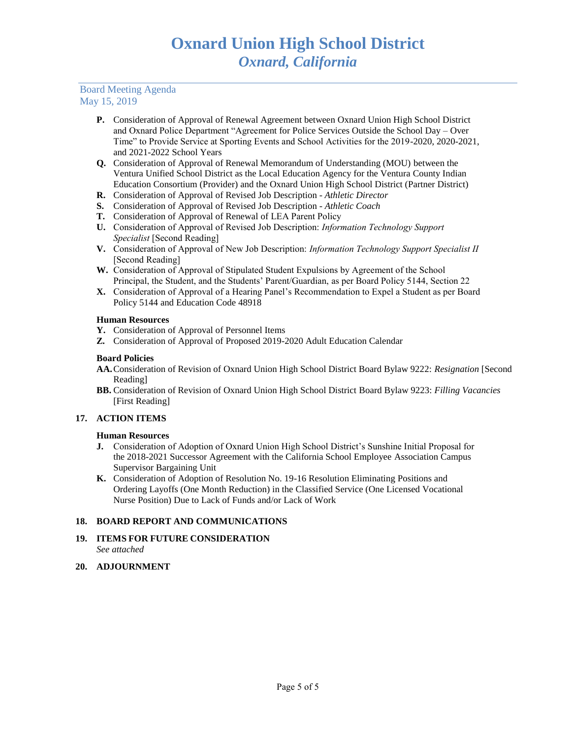# Oxnard Union High School District
## *Oxnard, California*

Board Meeting Agenda
May 15, 2019

- **P.** Consideration of Approval of Renewal Agreement between Oxnard Union High School District and Oxnard Police Department "Agreement for Police Services Outside the School Day – Over Time" to Provide Service at Sporting Events and School Activities for the 2019-2020, 2020-2021, and 2021-2022 School Years
- **Q.** Consideration of Approval of Renewal Memorandum of Understanding (MOU) between the Ventura Unified School District as the Local Education Agency for the Ventura County Indian Education Consortium (Provider) and the Oxnard Union High School District (Partner District)
- **R.** Consideration of Approval of Revised Job Description - *Athletic Director*
- **S.** Consideration of Approval of Revised Job Description - *Athletic Coach*
- **T.** Consideration of Approval of Renewal of LEA Parent Policy
- **U.** Consideration of Approval of Revised Job Description: *Information Technology Support Specialist* [Second Reading]
- **V.** Consideration of Approval of New Job Description: *Information Technology Support Specialist II* [Second Reading]
- **W.** Consideration of Approval of Stipulated Student Expulsions by Agreement of the School Principal, the Student, and the Students' Parent/Guardian, as per Board Policy 5144, Section 22
- **X.** Consideration of Approval of a Hearing Panel's Recommendation to Expel a Student as per Board Policy 5144 and Education Code 48918

**Human Resources**

- **Y.** Consideration of Approval of Personnel Items
- **Z.** Consideration of Approval of Proposed 2019-2020 Adult Education Calendar

**Board Policies**

- **AA.** Consideration of Revision of Oxnard Union High School District Board Bylaw 9222: *Resignation* [Second Reading]
- **BB.** Consideration of Revision of Oxnard Union High School District Board Bylaw 9223: *Filling Vacancies* [First Reading]

**17. ACTION ITEMS**

**Human Resources**

- **J.** Consideration of Adoption of Oxnard Union High School District's Sunshine Initial Proposal for the 2018-2021 Successor Agreement with the California School Employee Association Campus Supervisor Bargaining Unit
- **K.** Consideration of Adoption of Resolution No. 19-16 Resolution Eliminating Positions and Ordering Layoffs (One Month Reduction) in the Classified Service (One Licensed Vocational Nurse Position) Due to Lack of Funds and/or Lack of Work

**18. BOARD REPORT AND COMMUNICATIONS**

**19. ITEMS FOR FUTURE CONSIDERATION**
*See attached*

**20. ADJOURNMENT**